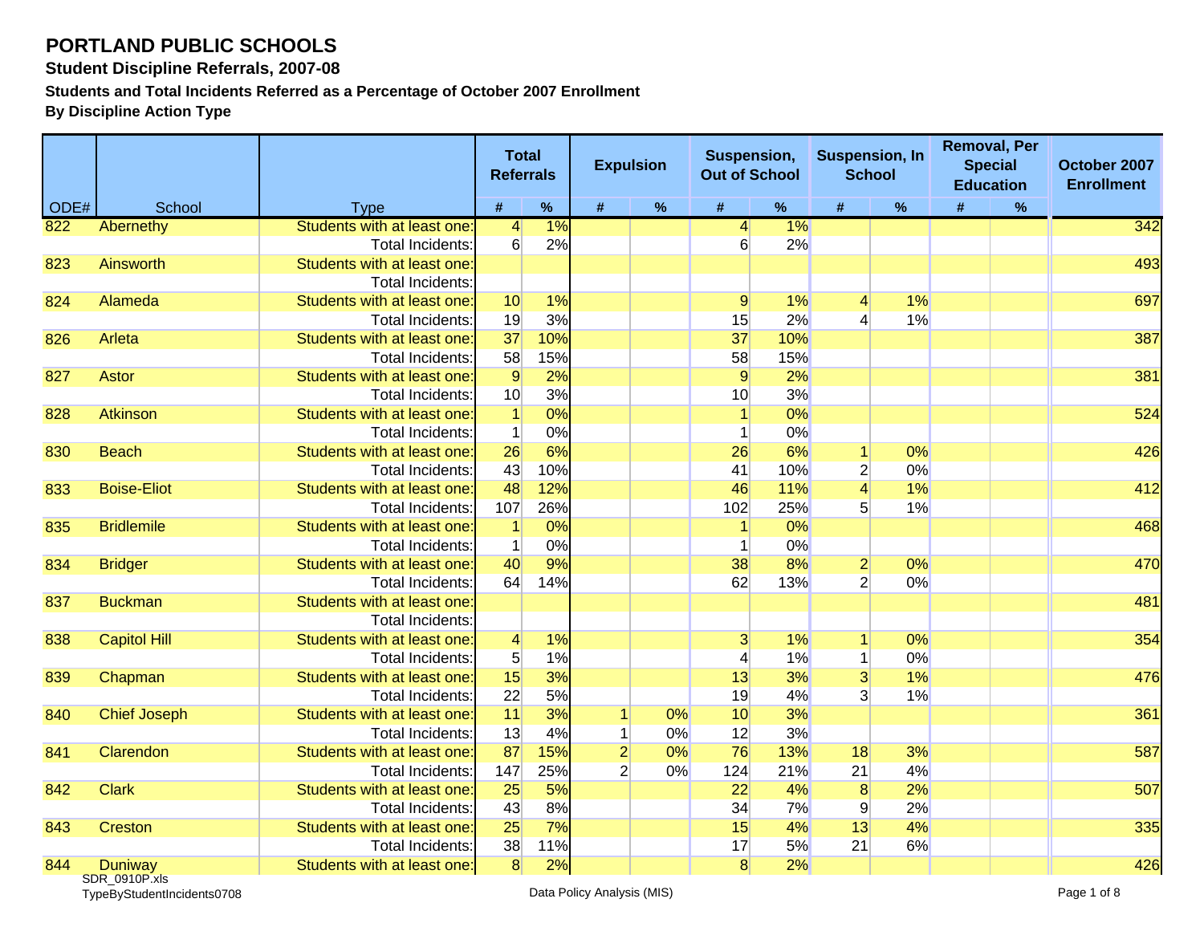# PORTLAND PUBLIC SCHOOLS

### Student Discipline Referrals, 2007-08

### Students and Total Incidents Referred as a Percentage of October 2007 Enrollment

### By Discipline Action Type

| ODE# | School | Type | Total Referrals | | Expulsion | | Suspension, Out of School | | Suspension, In School | | Removal, Per Special Education | | October 2007 Enrollment |
|---|---|---|---|---|---|---|---|---|---|---|---|---|---|
| | | | # | % | # | % | # | % | # | % | # | % | |
| 822 | Abernethy | Students with at least one: | 4 | 1% | | | 4 | 1% | | | | | 342 |
| | | Total Incidents: | 6 | 2% | | | 6 | 2% | | | | | |
| 823 | Ainsworth | Students with at least one: | | | | | | | | | | | 493 |
| | | Total Incidents: | | | | | | | | | | | |
| 824 | Alameda | Students with at least one: | 10 | 1% | | | 9 | 1% | 4 | 1% | | | 697 |
| | | Total Incidents: | 19 | 3% | | | 15 | 2% | 4 | 1% | | | |
| 826 | Arleta | Students with at least one: | 37 | 10% | | | 37 | 10% | | | | | 387 |
| | | Total Incidents: | 58 | 15% | | | 58 | 15% | | | | | |
| 827 | Astor | Students with at least one: | 9 | 2% | | | 9 | 2% | | | | | 381 |
| | | Total Incidents: | 10 | 3% | | | 10 | 3% | | | | | |
| 828 | Atkinson | Students with at least one: | 1 | 0% | | | 1 | 0% | | | | | 524 |
| | | Total Incidents: | 1 | 0% | | | 1 | 0% | | | | | |
| 830 | Beach | Students with at least one: | 26 | 6% | | | 26 | 6% | 1 | 0% | | | 426 |
| | | Total Incidents: | 43 | 10% | | | 41 | 10% | 2 | 0% | | | |
| 833 | Boise-Eliot | Students with at least one: | 48 | 12% | | | 46 | 11% | 4 | 1% | | | 412 |
| | | Total Incidents: | 107 | 26% | | | 102 | 25% | 5 | 1% | | | |
| 835 | Bridlemile | Students with at least one: | 1 | 0% | | | 1 | 0% | | | | | 468 |
| | | Total Incidents: | 1 | 0% | | | 1 | 0% | | | | | |
| 834 | Bridger | Students with at least one: | 40 | 9% | | | 38 | 8% | 2 | 0% | | | 470 |
| | | Total Incidents: | 64 | 14% | | | 62 | 13% | 2 | 0% | | | |
| 837 | Buckman | Students with at least one: | | | | | | | | | | | 481 |
| | | Total Incidents: | | | | | | | | | | | |
| 838 | Capitol Hill | Students with at least one: | 4 | 1% | | | 3 | 1% | 1 | 0% | | | 354 |
| | | Total Incidents: | 5 | 1% | | | 4 | 1% | 1 | 0% | | | |
| 839 | Chapman | Students with at least one: | 15 | 3% | | | 13 | 3% | 3 | 1% | | | 476 |
| | | Total Incidents: | 22 | 5% | | | 19 | 4% | 3 | 1% | | | |
| 840 | Chief Joseph | Students with at least one: | 11 | 3% | 1 | 0% | 10 | 3% | | | | | 361 |
| | | Total Incidents: | 13 | 4% | 1 | 0% | 12 | 3% | | | | | |
| 841 | Clarendon | Students with at least one: | 87 | 15% | 2 | 0% | 76 | 13% | 18 | 3% | | | 587 |
| | | Total Incidents: | 147 | 25% | 2 | 0% | 124 | 21% | 21 | 4% | | | |
| 842 | Clark | Students with at least one: | 25 | 5% | | | 22 | 4% | 8 | 2% | | | 507 |
| | | Total Incidents: | 43 | 8% | | | 34 | 7% | 9 | 2% | | | |
| 843 | Creston | Students with at least one: | 25 | 7% | | | 15 | 4% | 13 | 4% | | | 335 |
| | | Total Incidents: | 38 | 11% | | | 17 | 5% | 21 | 6% | | | |
| 844 | Duniway | Students with at least one: | 8 | 2% | | | 8 | 2% | | | | | 426 |

SDR_0910P.xls
TypeByStudentIncidents0708

Data Policy Analysis (MIS)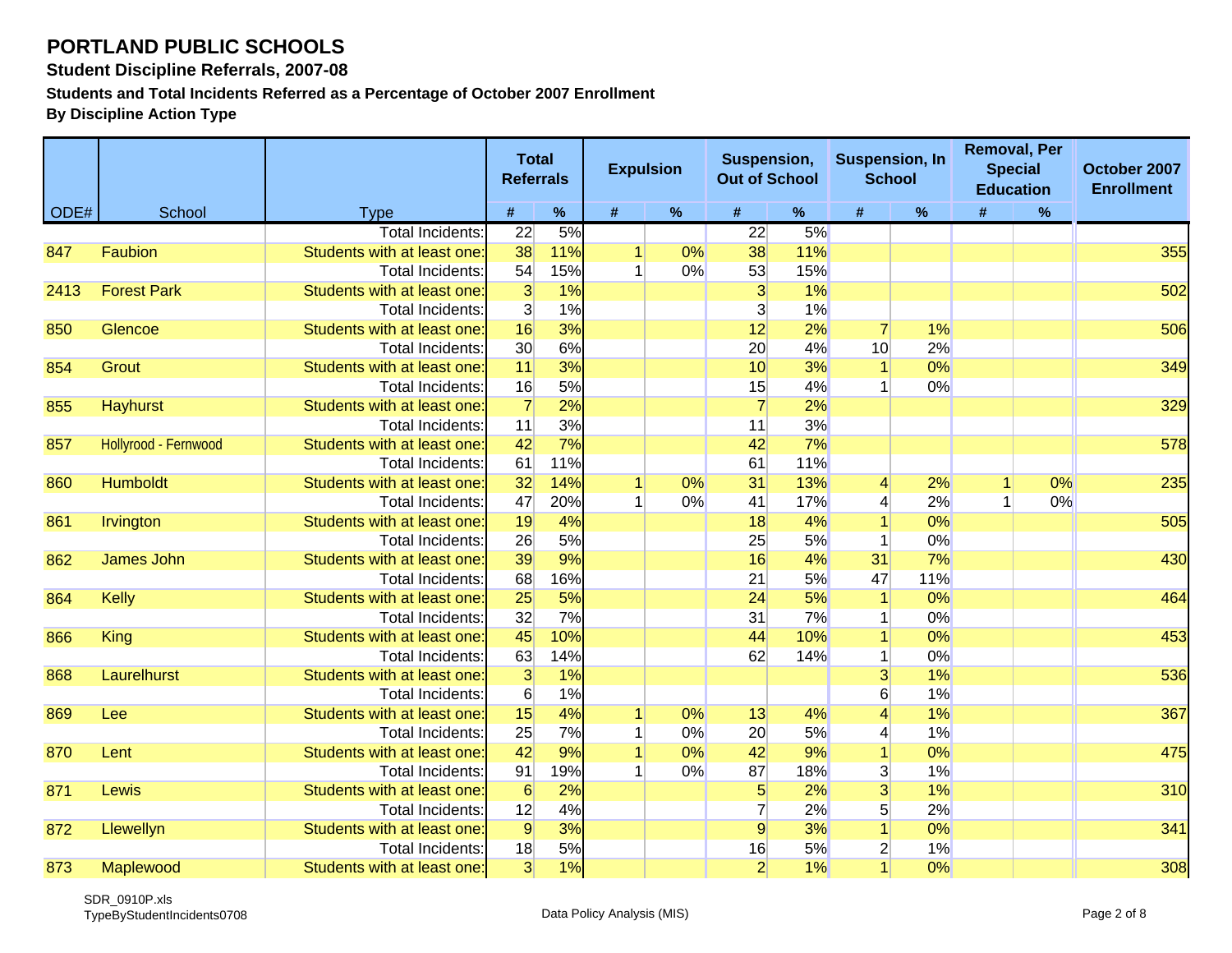# PORTLAND PUBLIC SCHOOLS

### Student Discipline Referrals, 2007-08

### Students and Total Incidents Referred as a Percentage of October 2007 Enrollment

### By Discipline Action Type

| ODE# | School | Type | Total Referrals | | Expulsion | | Suspension, Out of School | | Suspension, In School | | Removal, Per Special Education | | October 2007 Enrollment |
|---|---|---|---|---|---|---|---|---|---|---|---|---|---|
| | | | # | % | # | % | # | % | # | % | # | % | |
| | | Total Incidents: | 22 | 5% | | | 22 | 5% | | | | | |
| 847 | Faubion | Students with at least one: | 38 | 11% | 1 | 0% | 38 | 11% | | | | | 355 |
| | | Total Incidents: | 54 | 15% | 1 | 0% | 53 | 15% | | | | | |
| 2413 | Forest Park | Students with at least one: | 3 | 1% | | | 3 | 1% | | | | | 502 |
| | | Total Incidents: | 3 | 1% | | | 3 | 1% | | | | | |
| 850 | Glencoe | Students with at least one: | 16 | 3% | | | 12 | 2% | 7 | 1% | | | 506 |
| | | Total Incidents: | 30 | 6% | | | 20 | 4% | 10 | 2% | | | |
| 854 | Grout | Students with at least one: | 11 | 3% | | | 10 | 3% | 1 | 0% | | | 349 |
| | | Total Incidents: | 16 | 5% | | | 15 | 4% | 1 | 0% | | | |
| 855 | Hayhurst | Students with at least one: | 7 | 2% | | | 7 | 2% | | | | | 329 |
| | | Total Incidents: | 11 | 3% | | | 11 | 3% | | | | | |
| 857 | Hollyrood - Fernwood | Students with at least one: | 42 | 7% | | | 42 | 7% | | | | | 578 |
| | | Total Incidents: | 61 | 11% | | | 61 | 11% | | | | | |
| 860 | Humboldt | Students with at least one: | 32 | 14% | 1 | 0% | 31 | 13% | 4 | 2% | 1 | 0% | 235 |
| | | Total Incidents: | 47 | 20% | 1 | 0% | 41 | 17% | 4 | 2% | 1 | 0% | |
| 861 | Irvington | Students with at least one: | 19 | 4% | | | 18 | 4% | 1 | 0% | | | 505 |
| | | Total Incidents: | 26 | 5% | | | 25 | 5% | 1 | 0% | | | |
| 862 | James John | Students with at least one: | 39 | 9% | | | 16 | 4% | 31 | 7% | | | 430 |
| | | Total Incidents: | 68 | 16% | | | 21 | 5% | 47 | 11% | | | |
| 864 | Kelly | Students with at least one: | 25 | 5% | | | 24 | 5% | 1 | 0% | | | 464 |
| | | Total Incidents: | 32 | 7% | | | 31 | 7% | 1 | 0% | | | |
| 866 | King | Students with at least one: | 45 | 10% | | | 44 | 10% | 1 | 0% | | | 453 |
| | | Total Incidents: | 63 | 14% | | | 62 | 14% | 1 | 0% | | | |
| 868 | Laurelhurst | Students with at least one: | 3 | 1% | | | | | 3 | 1% | | | 536 |
| | | Total Incidents: | 6 | 1% | | | | | 6 | 1% | | | |
| 869 | Lee | Students with at least one: | 15 | 4% | 1 | 0% | 13 | 4% | 4 | 1% | | | 367 |
| | | Total Incidents: | 25 | 7% | 1 | 0% | 20 | 5% | 4 | 1% | | | |
| 870 | Lent | Students with at least one: | 42 | 9% | 1 | 0% | 42 | 9% | 1 | 0% | | | 475 |
| | | Total Incidents: | 91 | 19% | 1 | 0% | 87 | 18% | 3 | 1% | | | |
| 871 | Lewis | Students with at least one: | 6 | 2% | | | 5 | 2% | 3 | 1% | | | 310 |
| | | Total Incidents: | 12 | 4% | | | 7 | 2% | 5 | 2% | | | |
| 872 | Llewellyn | Students with at least one: | 9 | 3% | | | 9 | 3% | 1 | 0% | | | 341 |
| | | Total Incidents: | 18 | 5% | | | 16 | 5% | 2 | 1% | | | |
| 873 | Maplewood | Students with at least one: | 3 | 1% | | | 2 | 1% | 1 | 0% | | | 308 |

SDR_0910P.xls
TypeByStudentIncidents0708

Data Policy Analysis (MIS)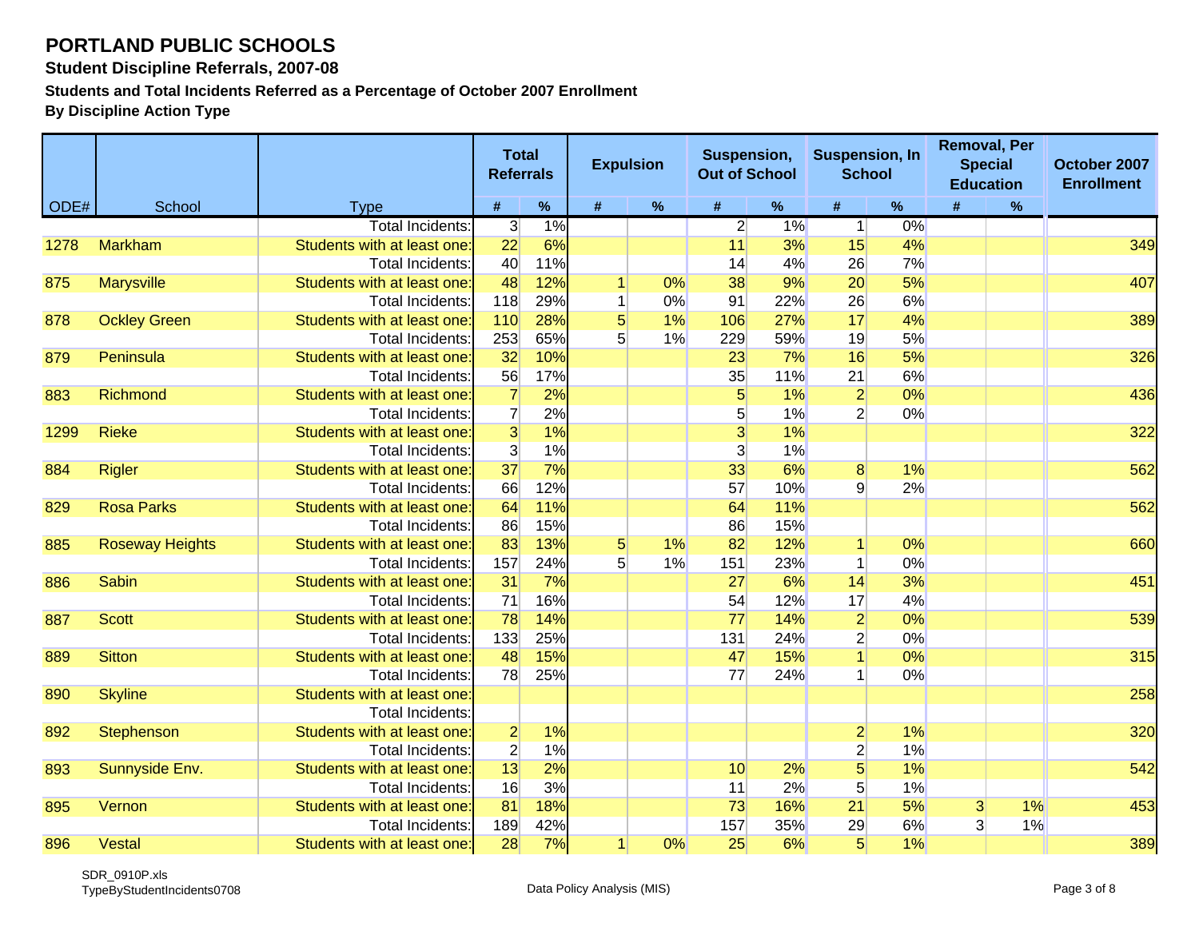# PORTLAND PUBLIC SCHOOLS

**Student Discipline Referrals, 2007-08**

**Students and Total Incidents Referred as a Percentage of October 2007 Enrollment**

**By Discipline Action Type**

| ODE# | School | Type | Total Referrals | | Expulsion | | Suspension, Out of School | | Suspension, In School | | Removal, Per Special Education | | October 2007 Enrollment |
|---|---|---|---|---|---|---|---|---|---|---|---|---|---|
| | | | # | % | # | % | # | % | # | % | # | % | |
| | | Total Incidents: | 3 | 1% | | | 2 | 1% | 1 | 0% | | | |
| 1278 | Markham | Students with at least one: | 22 | 6% | | | 11 | 3% | 15 | 4% | | | 349 |
| | | Total Incidents: | 40 | 11% | | | 14 | 4% | 26 | 7% | | | |
| 875 | Marysville | Students with at least one: | 48 | 12% | 1 | 0% | 38 | 9% | 20 | 5% | | | 407 |
| | | Total Incidents: | 118 | 29% | 1 | 0% | 91 | 22% | 26 | 6% | | | |
| 878 | Ockley Green | Students with at least one: | 110 | 28% | 5 | 1% | 106 | 27% | 17 | 4% | | | 389 |
| | | Total Incidents: | 253 | 65% | 5 | 1% | 229 | 59% | 19 | 5% | | | |
| 879 | Peninsula | Students with at least one: | 32 | 10% | | | 23 | 7% | 16 | 5% | | | 326 |
| | | Total Incidents: | 56 | 17% | | | 35 | 11% | 21 | 6% | | | |
| 883 | Richmond | Students with at least one: | 7 | 2% | | | 5 | 1% | 2 | 0% | | | 436 |
| | | Total Incidents: | 7 | 2% | | | 5 | 1% | 2 | 0% | | | |
| 1299 | Rieke | Students with at least one: | 3 | 1% | | | 3 | 1% | | | | | 322 |
| | | Total Incidents: | 3 | 1% | | | 3 | 1% | | | | | |
| 884 | Rigler | Students with at least one: | 37 | 7% | | | 33 | 6% | 8 | 1% | | | 562 |
| | | Total Incidents: | 66 | 12% | | | 57 | 10% | 9 | 2% | | | |
| 829 | Rosa Parks | Students with at least one: | 64 | 11% | | | 64 | 11% | | | | | 562 |
| | | Total Incidents: | 86 | 15% | | | 86 | 15% | | | | | |
| 885 | Roseway Heights | Students with at least one: | 83 | 13% | 5 | 1% | 82 | 12% | 1 | 0% | | | 660 |
| | | Total Incidents: | 157 | 24% | 5 | 1% | 151 | 23% | 1 | 0% | | | |
| 886 | Sabin | Students with at least one: | 31 | 7% | | | 27 | 6% | 14 | 3% | | | 451 |
| | | Total Incidents: | 71 | 16% | | | 54 | 12% | 17 | 4% | | | |
| 887 | Scott | Students with at least one: | 78 | 14% | | | 77 | 14% | 2 | 0% | | | 539 |
| | | Total Incidents: | 133 | 25% | | | 131 | 24% | 2 | 0% | | | |
| 889 | Sitton | Students with at least one: | 48 | 15% | | | 47 | 15% | 1 | 0% | | | 315 |
| | | Total Incidents: | 78 | 25% | | | 77 | 24% | 1 | 0% | | | |
| 890 | Skyline | Students with at least one: | | | | | | | | | | | 258 |
| | | Total Incidents: | | | | | | | | | | | |
| 892 | Stephenson | Students with at least one: | 2 | 1% | | | | | 2 | 1% | | | 320 |
| | | Total Incidents: | 2 | 1% | | | | | 2 | 1% | | | |
| 893 | Sunnyside Env. | Students with at least one: | 13 | 2% | | | 10 | 2% | 5 | 1% | | | 542 |
| | | Total Incidents: | 16 | 3% | | | 11 | 2% | 5 | 1% | | | |
| 895 | Vernon | Students with at least one: | 81 | 18% | | | 73 | 16% | 21 | 5% | 3 | 1% | 453 |
| | | Total Incidents: | 189 | 42% | | | 157 | 35% | 29 | 6% | 3 | 1% | |
| 896 | Vestal | Students with at least one: | 28 | 7% | 1 | 0% | 25 | 6% | 5 | 1% | | | 389 |

SDR_0910P.xls
TypeByStudentIncidents0708

Data Policy Analysis (MIS)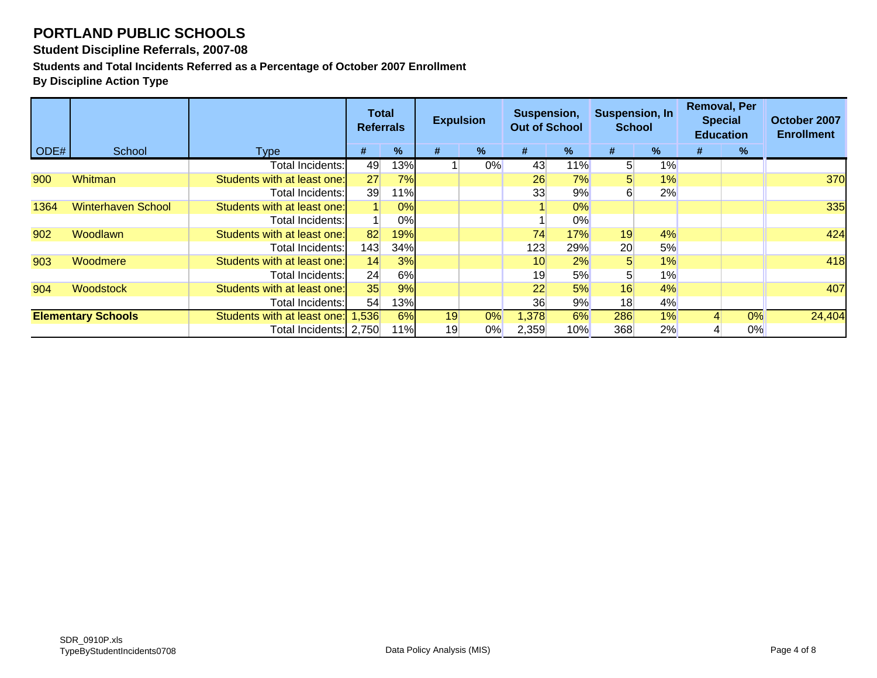# PORTLAND PUBLIC SCHOOLS

**Student Discipline Referrals, 2007-08**

**Students and Total Incidents Referred as a Percentage of October 2007 Enrollment**

**By Discipline Action Type**

| ODE# | School | Type | Total Referrals | | Expulsion | | Suspension, Out of School | | Suspension, In School | | Removal, Per Special Education | | October 2007 Enrollment |
|---|---|---|---|---|---|---|---|---|---|---|---|---|---|
| | | | # | % | # | % | # | % | # | % | # | % | |
| | | Total Incidents: | 49 | 13% | 1 | 0% | 43 | 11% | 5 | 1% | | | |
| 900 | Whitman | Students with at least one: | 27 | 7% | | | 26 | 7% | 5 | 1% | | | 370 |
| | | Total Incidents: | 39 | 11% | | | 33 | 9% | 6 | 2% | | | |
| 1364 | Winterhaven School | Students with at least one: | 1 | 0% | | | 1 | 0% | | | | | 335 |
| | | Total Incidents: | 1 | 0% | | | 1 | 0% | | | | | |
| 902 | Woodlawn | Students with at least one: | 82 | 19% | | | 74 | 17% | 19 | 4% | | | 424 |
| | | Total Incidents: | 143 | 34% | | | 123 | 29% | 20 | 5% | | | |
| 903 | Woodmere | Students with at least one: | 14 | 3% | | | 10 | 2% | 5 | 1% | | | 418 |
| | | Total Incidents: | 24 | 6% | | | 19 | 5% | 5 | 1% | | | |
| 904 | Woodstock | Students with at least one: | 35 | 9% | | | 22 | 5% | 16 | 4% | | | 407 |
| | | Total Incidents: | 54 | 13% | | | 36 | 9% | 18 | 4% | | | |
| **Elementary Schools** | | Students with at least one: | 1,536 | 6% | 19 | 0% | 1,378 | 6% | 286 | 1% | 4 | 0% | 24,404 |
| | | Total Incidents: | 2,750 | 11% | 19 | 0% | 2,359 | 10% | 368 | 2% | 4 | 0% | |

SDR_0910P.xls
TypeByStudentIncidents0708

Data Policy Analysis (MIS)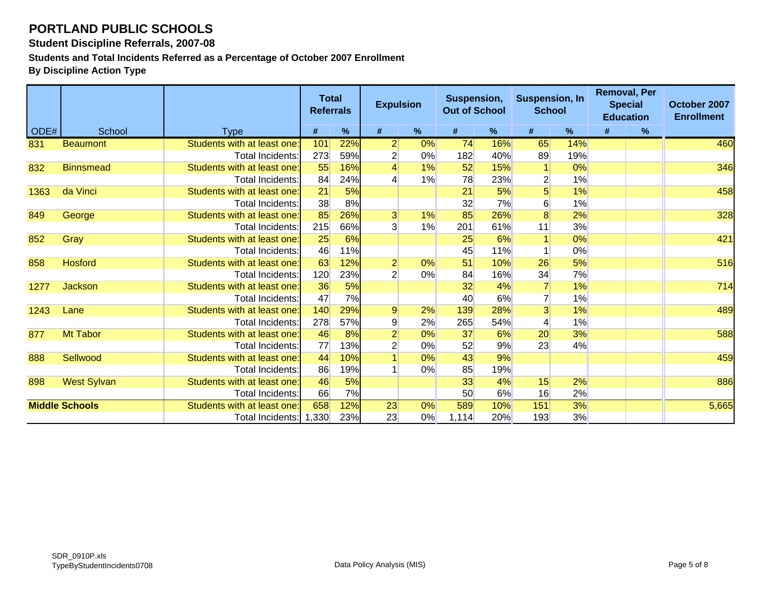# PORTLAND PUBLIC SCHOOLS

### Student Discipline Referrals, 2007-08

### Students and Total Incidents Referred as a Percentage of October 2007 Enrollment

### By Discipline Action Type

| ODE# | School | Type | Total Referrals | | Expulsion | | Suspension, Out of School | | Suspension, In School | | Removal, Per Special Education | | October 2007 Enrollment |
|---|---|---|---|---|---|---|---|---|---|---|---|---|---|
| | | | # | % | # | % | # | % | # | % | # | % | |
| 831 | Beaumont | Students with at least one: | 101 | 22% | 2 | 0% | 74 | 16% | 65 | 14% | | | 460 |
| | | Total Incidents: | 273 | 59% | 2 | 0% | 182 | 40% | 89 | 19% | | | |
| 832 | Binnsmead | Students with at least one: | 55 | 16% | 4 | 1% | 52 | 15% | 1 | 0% | | | 346 |
| | | Total Incidents: | 84 | 24% | 4 | 1% | 78 | 23% | 2 | 1% | | | |
| 1363 | da Vinci | Students with at least one: | 21 | 5% | | | 21 | 5% | 5 | 1% | | | 458 |
| | | Total Incidents: | 38 | 8% | | | 32 | 7% | 6 | 1% | | | |
| 849 | George | Students with at least one: | 85 | 26% | 3 | 1% | 85 | 26% | 8 | 2% | | | 328 |
| | | Total Incidents: | 215 | 66% | 3 | 1% | 201 | 61% | 11 | 3% | | | |
| 852 | Gray | Students with at least one: | 25 | 6% | | | 25 | 6% | 1 | 0% | | | 421 |
| | | Total Incidents: | 46 | 11% | | | 45 | 11% | 1 | 0% | | | |
| 858 | Hosford | Students with at least one: | 63 | 12% | 2 | 0% | 51 | 10% | 26 | 5% | | | 516 |
| | | Total Incidents: | 120 | 23% | 2 | 0% | 84 | 16% | 34 | 7% | | | |
| 1277 | Jackson | Students with at least one: | 36 | 5% | | | 32 | 4% | 7 | 1% | | | 714 |
| | | Total Incidents: | 47 | 7% | | | 40 | 6% | 7 | 1% | | | |
| 1243 | Lane | Students with at least one: | 140 | 29% | 9 | 2% | 139 | 28% | 3 | 1% | | | 489 |
| | | Total Incidents: | 278 | 57% | 9 | 2% | 265 | 54% | 4 | 1% | | | |
| 877 | Mt Tabor | Students with at least one: | 46 | 8% | 2 | 0% | 37 | 6% | 20 | 3% | | | 588 |
| | | Total Incidents: | 77 | 13% | 2 | 0% | 52 | 9% | 23 | 4% | | | |
| 888 | Sellwood | Students with at least one: | 44 | 10% | 1 | 0% | 43 | 9% | | | | | 459 |
| | | Total Incidents: | 86 | 19% | 1 | 0% | 85 | 19% | | | | | |
| 898 | West Sylvan | Students with at least one: | 46 | 5% | | | 33 | 4% | 15 | 2% | | | 886 |
| | | Total Incidents: | 66 | 7% | | | 50 | 6% | 16 | 2% | | | |
| **Middle Schools** | | Students with at least one: | 658 | 12% | 23 | 0% | 589 | 10% | 151 | 3% | | | 5,665 |
| | | Total Incidents: | 1,330 | 23% | 23 | 0% | 1,114 | 20% | 193 | 3% | | | |

SDR_0910P.xls
TypeByStudentIncidents0708

Data Policy Analysis (MIS)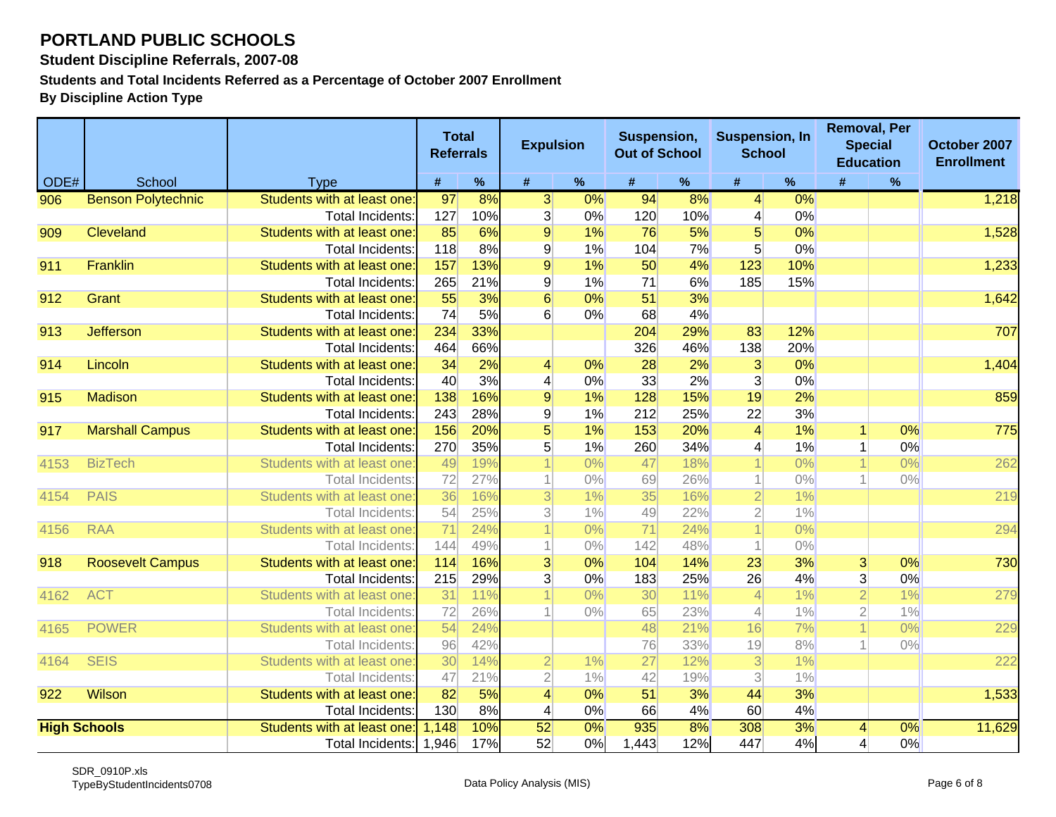# PORTLAND PUBLIC SCHOOLS

### Student Discipline Referrals, 2007-08

### Students and Total Incidents Referred as a Percentage of October 2007 Enrollment

### By Discipline Action Type

| ODE# | School | Type | Total Referrals | | Expulsion | | Suspension, Out of School | | Suspension, In School | | Removal, Per Special Education | | October 2007 Enrollment |
|---|---|---|---|---|---|---|---|---|---|---|---|---|---|
| | | | # | % | # | % | # | % | # | % | # | % | |
| 906 | Benson Polytechnic | Students with at least one: | 97 | 8% | 3 | 0% | 94 | 8% | 4 | 0% | | | 1,218 |
| | | Total Incidents: | 127 | 10% | 3 | 0% | 120 | 10% | 4 | 0% | | | |
| 909 | Cleveland | Students with at least one: | 85 | 6% | 9 | 1% | 76 | 5% | 5 | 0% | | | 1,528 |
| | | Total Incidents: | 118 | 8% | 9 | 1% | 104 | 7% | 5 | 0% | | | |
| 911 | Franklin | Students with at least one: | 157 | 13% | 9 | 1% | 50 | 4% | 123 | 10% | | | 1,233 |
| | | Total Incidents: | 265 | 21% | 9 | 1% | 71 | 6% | 185 | 15% | | | |
| 912 | Grant | Students with at least one: | 55 | 3% | 6 | 0% | 51 | 3% | | | | | 1,642 |
| | | Total Incidents: | 74 | 5% | 6 | 0% | 68 | 4% | | | | | |
| 913 | Jefferson | Students with at least one: | 234 | 33% | | | 204 | 29% | 83 | 12% | | | 707 |
| | | Total Incidents: | 464 | 66% | | | 326 | 46% | 138 | 20% | | | |
| 914 | Lincoln | Students with at least one: | 34 | 2% | 4 | 0% | 28 | 2% | 3 | 0% | | | 1,404 |
| | | Total Incidents: | 40 | 3% | 4 | 0% | 33 | 2% | 3 | 0% | | | |
| 915 | Madison | Students with at least one: | 138 | 16% | 9 | 1% | 128 | 15% | 19 | 2% | | | 859 |
| | | Total Incidents: | 243 | 28% | 9 | 1% | 212 | 25% | 22 | 3% | | | |
| 917 | Marshall Campus | Students with at least one: | 156 | 20% | 5 | 1% | 153 | 20% | 4 | 1% | 1 | 0% | 775 |
| | | Total Incidents: | 270 | 35% | 5 | 1% | 260 | 34% | 4 | 1% | 1 | 0% | |
| 4153 | BizTech | Students with at least one: | 49 | 19% | 1 | 0% | 47 | 18% | 1 | 0% | 1 | 0% | 262 |
| | | Total Incidents: | 72 | 27% | 1 | 0% | 69 | 26% | 1 | 0% | 1 | 0% | |
| 4154 | PAIS | Students with at least one: | 36 | 16% | 3 | 1% | 35 | 16% | 2 | 1% | | | 219 |
| | | Total Incidents: | 54 | 25% | 3 | 1% | 49 | 22% | 2 | 1% | | | |
| 4156 | RAA | Students with at least one: | 71 | 24% | 1 | 0% | 71 | 24% | 1 | 0% | | | 294 |
| | | Total Incidents: | 144 | 49% | 1 | 0% | 142 | 48% | 1 | 0% | | | |
| 918 | Roosevelt Campus | Students with at least one: | 114 | 16% | 3 | 0% | 104 | 14% | 23 | 3% | 3 | 0% | 730 |
| | | Total Incidents: | 215 | 29% | 3 | 0% | 183 | 25% | 26 | 4% | 3 | 0% | |
| 4162 | ACT | Students with at least one: | 31 | 11% | 1 | 0% | 30 | 11% | 4 | 1% | 2 | 1% | 279 |
| | | Total Incidents: | 72 | 26% | 1 | 0% | 65 | 23% | 4 | 1% | 2 | 1% | |
| 4165 | POWER | Students with at least one: | 54 | 24% | | | 48 | 21% | 16 | 7% | 1 | 0% | 229 |
| | | Total Incidents: | 96 | 42% | | | 76 | 33% | 19 | 8% | 1 | 0% | |
| 4164 | SEIS | Students with at least one: | 30 | 14% | 2 | 1% | 27 | 12% | 3 | 1% | | | 222 |
| | | Total Incidents: | 47 | 21% | 2 | 1% | 42 | 19% | 3 | 1% | | | |
| 922 | Wilson | Students with at least one: | 82 | 5% | 4 | 0% | 51 | 3% | 44 | 3% | | | 1,533 |
| | | Total Incidents: | 130 | 8% | 4 | 0% | 66 | 4% | 60 | 4% | | | |
| **High Schools** | | Students with at least one: | 1,148 | 10% | 52 | 0% | 935 | 8% | 308 | 3% | 4 | 0% | 11,629 |
| | | Total Incidents: | 1,946 | 17% | 52 | 0% | 1,443 | 12% | 447 | 4% | 4 | 0% | |

SDR_0910P.xls
TypeByStudentIncidents0708

Data Policy Analysis (MIS)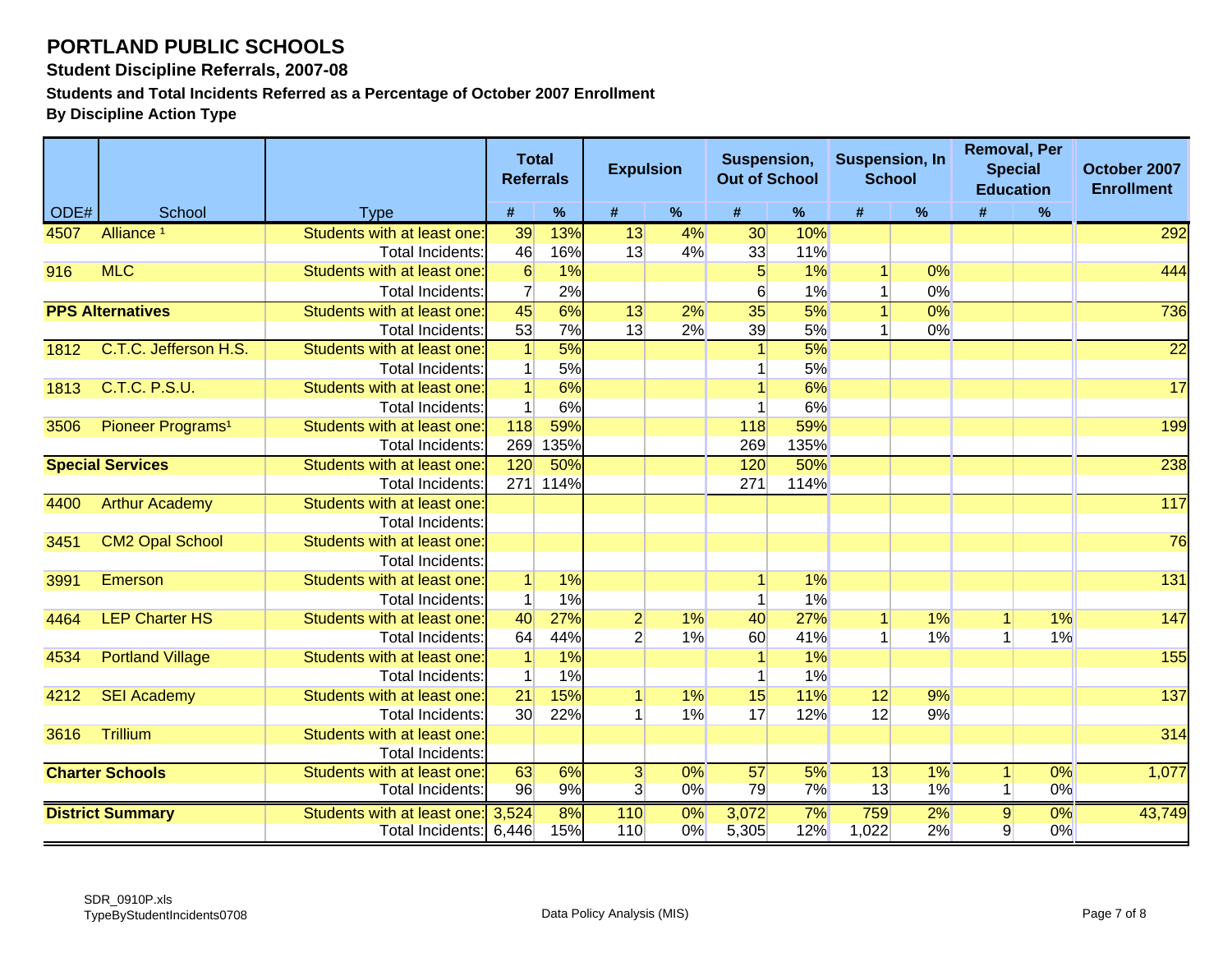# PORTLAND PUBLIC SCHOOLS

### Student Discipline Referrals, 2007-08

### Students and Total Incidents Referred as a Percentage of October 2007 Enrollment

### By Discipline Action Type

| ODE# | School | Type | Total Referrals | | Expulsion | | Suspension, Out of School | | Suspension, In School | | Removal, Per Special Education | | October 2007 Enrollment |
|---|---|---|---|---|---|---|---|---|---|---|---|---|---|
| | | | # | % | # | % | # | % | # | % | # | % | |
| 4507 | Alliance ¹ | Students with at least one: | 39 | 13% | 13 | 4% | 30 | 10% | | | | | 292 |
| | | Total Incidents: | 46 | 16% | 13 | 4% | 33 | 11% | | | | | |
| 916 | MLC | Students with at least one: | 6 | 1% | | | 5 | 1% | 1 | 0% | | | 444 |
| | | Total Incidents: | 7 | 2% | | | 6 | 1% | 1 | 0% | | | |
| **PPS Alternatives** | | Students with at least one: | 45 | 6% | 13 | 2% | 35 | 5% | 1 | 0% | | | 736 |
| | | Total Incidents: | 53 | 7% | 13 | 2% | 39 | 5% | 1 | 0% | | | |
| 1812 | C.T.C. Jefferson H.S. | Students with at least one: | 1 | 5% | | | 1 | 5% | | | | | 22 |
| | | Total Incidents: | 1 | 5% | | | 1 | 5% | | | | | |
| 1813 | C.T.C. P.S.U. | Students with at least one: | 1 | 6% | | | 1 | 6% | | | | | 17 |
| | | Total Incidents: | 1 | 6% | | | 1 | 6% | | | | | |
| 3506 | Pioneer Programs¹ | Students with at least one: | 118 | 59% | | | 118 | 59% | | | | | 199 |
| | | Total Incidents: | 269 | 135% | | | 269 | 135% | | | | | |
| **Special Services** | | Students with at least one: | 120 | 50% | | | 120 | 50% | | | | | 238 |
| | | Total Incidents: | 271 | 114% | | | 271 | 114% | | | | | |
| 4400 | Arthur Academy | Students with at least one: | | | | | | | | | | | 117 |
| | | Total Incidents: | | | | | | | | | | | |
| 3451 | CM2 Opal School | Students with at least one: | | | | | | | | | | | 76 |
| | | Total Incidents: | | | | | | | | | | | |
| 3991 | Emerson | Students with at least one: | 1 | 1% | | | 1 | 1% | | | | | 131 |
| | | Total Incidents: | 1 | 1% | | | 1 | 1% | | | | | |
| 4464 | LEP Charter HS | Students with at least one: | 40 | 27% | 2 | 1% | 40 | 27% | 1 | 1% | 1 | 1% | 147 |
| | | Total Incidents: | 64 | 44% | 2 | 1% | 60 | 41% | 1 | 1% | 1 | 1% | |
| 4534 | Portland Village | Students with at least one: | 1 | 1% | | | 1 | 1% | | | | | 155 |
| | | Total Incidents: | 1 | 1% | | | 1 | 1% | | | | | |
| 4212 | SEI Academy | Students with at least one: | 21 | 15% | 1 | 1% | 15 | 11% | 12 | 9% | | | 137 |
| | | Total Incidents: | 30 | 22% | 1 | 1% | 17 | 12% | 12 | 9% | | | |
| 3616 | Trillium | Students with at least one: | | | | | | | | | | | 314 |
| | | Total Incidents: | | | | | | | | | | | |
| **Charter Schools** | | Students with at least one: | 63 | 6% | 3 | 0% | 57 | 5% | 13 | 1% | 1 | 0% | 1,077 |
| | | Total Incidents: | 96 | 9% | 3 | 0% | 79 | 7% | 13 | 1% | 1 | 0% | |
| **District Summary** | | Students with at least one: | 3,524 | 8% | 110 | 0% | 3,072 | 7% | 759 | 2% | 9 | 0% | 43,749 |
| | | Total Incidents: | 6,446 | 15% | 110 | 0% | 5,305 | 12% | 1,022 | 2% | 9 | 0% | |

SDR_0910P.xls
TypeByStudentIncidents0708

Data Policy Analysis (MIS)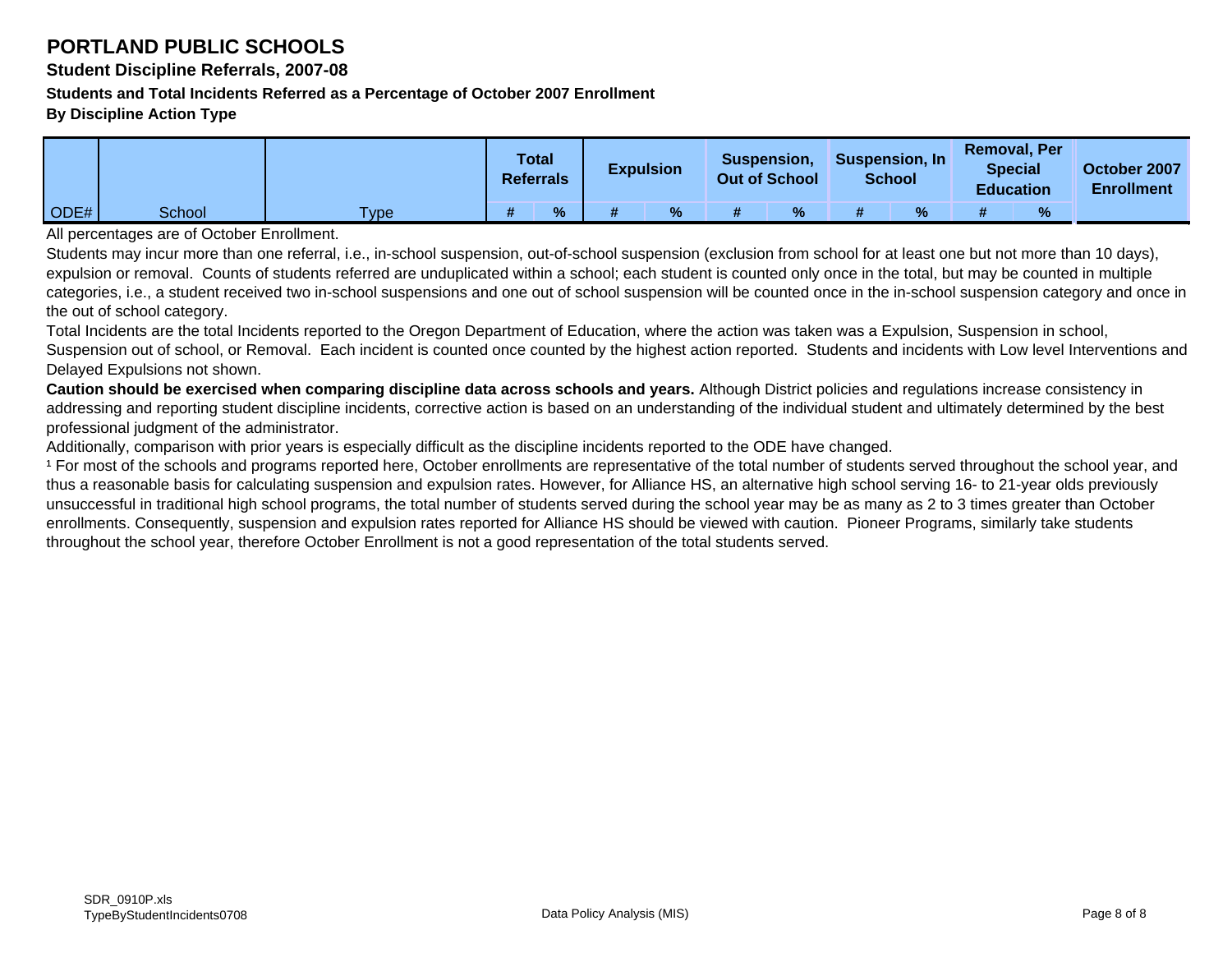# PORTLAND PUBLIC SCHOOLS

### Student Discipline Referrals, 2007-08

### Students and Total Incidents Referred as a Percentage of October 2007 Enrollment

### By Discipline Action Type

| | | | Total Referrals | | Expulsion | | Suspension, Out of School | | Suspension, In School | | Removal, Per Special Education | | October 2007 Enrollment |
|---|---|---|---|---|---|---|---|---|---|---|---|---|---|
| ODE# | School | Type | # | % | # | % | # | % | # | % | # | % | |

All percentages are of October Enrollment.

Students may incur more than one referral, i.e., in-school suspension, out-of-school suspension (exclusion from school for at least one but not more than 10 days), expulsion or removal. Counts of students referred are unduplicated within a school; each student is counted only once in the total, but may be counted in multiple categories, i.e., a student received two in-school suspensions and one out of school suspension will be counted once in the in-school suspension category and once in the out of school category.

Total Incidents are the total Incidents reported to the Oregon Department of Education, where the action was taken was a Expulsion, Suspension in school, Suspension out of school, or Removal. Each incident is counted once counted by the highest action reported. Students and incidents with Low level Interventions and Delayed Expulsions not shown.

**Caution should be exercised when comparing discipline data across schools and years.** Although District policies and regulations increase consistency in addressing and reporting student discipline incidents, corrective action is based on an understanding of the individual student and ultimately determined by the best professional judgment of the administrator.

Additionally, comparison with prior years is especially difficult as the discipline incidents reported to the ODE have changed.

[1] For most of the schools and programs reported here, October enrollments are representative of the total number of students served throughout the school year, and thus a reasonable basis for calculating suspension and expulsion rates. However, for Alliance HS, an alternative high school serving 16- to 21-year olds previously unsuccessful in traditional high school programs, the total number of students served during the school year may be as many as 2 to 3 times greater than October enrollments. Consequently, suspension and expulsion rates reported for Alliance HS should be viewed with caution. Pioneer Programs, similarly take students throughout the school year, therefore October Enrollment is not a good representation of the total students served.

SDR_0910P.xls
TypeByStudentIncidents0708

Data Policy Analysis (MIS)